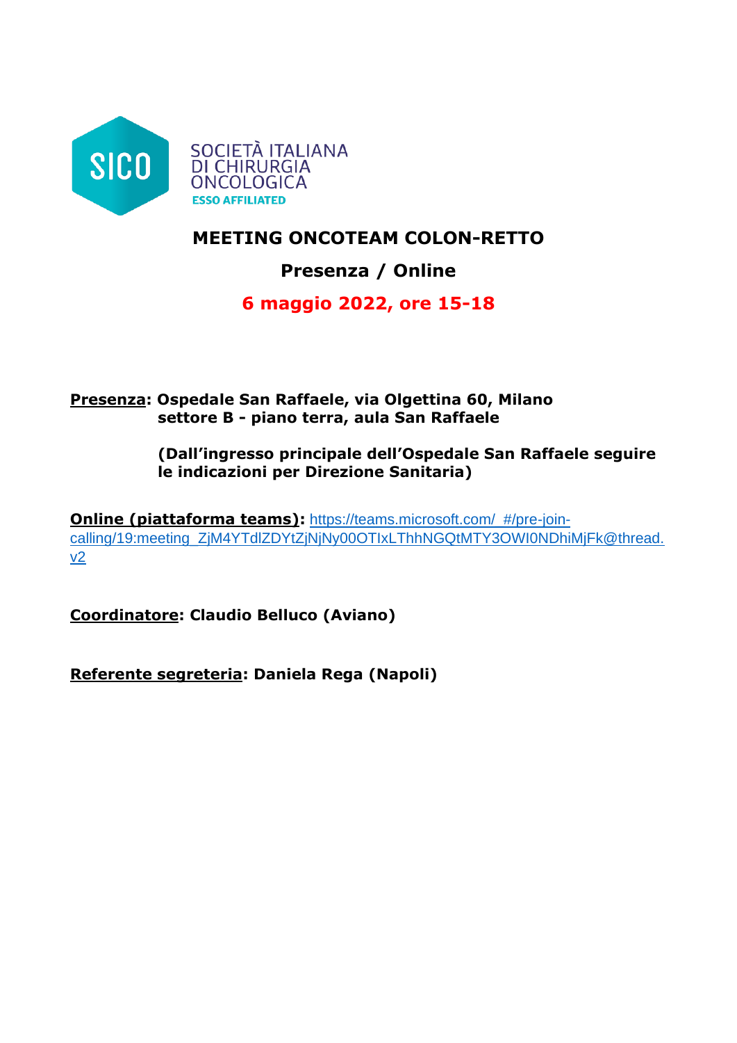SOCIETÀ ITALIANA DI CHIRURGIA ONCOLOGICA
ESSO AFFILIATED

# MEETING ONCOTEAM COLON-RETTO

## Presenza / Online

## 6 maggio 2022, ore 15-18

**Presenza: Ospedale San Raffaele, via Olgettina 60, Milano**
**settore B - piano terra, aula San Raffaele**

**(Dall'ingresso principale dell'Ospedale San Raffaele seguire le indicazioni per Direzione Sanitaria)**

**Online (piattaforma teams):** https://teams.microsoft.com/_#/pre-join-calling/19:meeting_ZjM4YTdlZDYtZjNjNy00OTIxLThhNGQtMTY3OWI0NDhiMjFk@thread.v2

**Coordinatore: Claudio Belluco (Aviano)**

**Referente segreteria: Daniela Rega (Napoli)**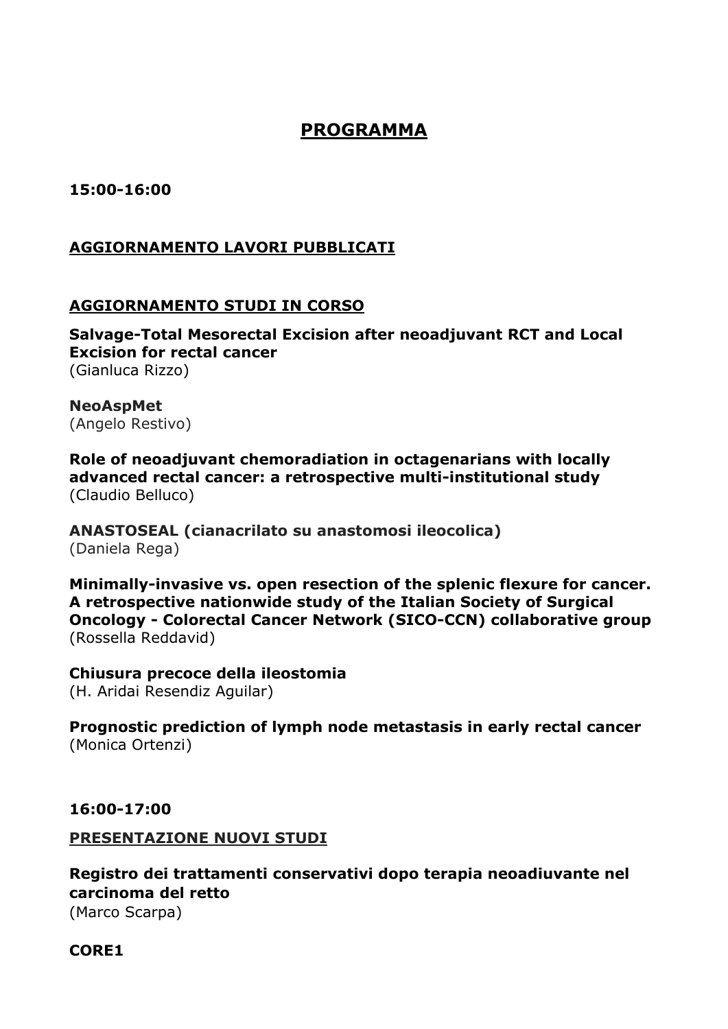# PROGRAMMA

**15:00-16:00**

**AGGIORNAMENTO LAVORI PUBBLICATI**

**AGGIORNAMENTO STUDI IN CORSO**

**Salvage-Total Mesorectal Excision after neoadjuvant RCT and Local Excision for rectal cancer**
(Gianluca Rizzo)

**NeoAspMet**
(Angelo Restivo)

**Role of neoadjuvant chemoradiation in octagenarians with locally advanced rectal cancer: a retrospective multi-institutional study**
(Claudio Belluco)

**ANASTOSEAL (cianacrilato su anastomosi ileocolica)**
(Daniela Rega)

**Minimally-invasive vs. open resection of the splenic flexure for cancer. A retrospective nationwide study of the Italian Society of Surgical Oncology - Colorectal Cancer Network (SICO-CCN) collaborative group**
(Rossella Reddavid)

**Chiusura precoce della ileostomia**
(H. Aridai Resendiz Aguilar)

**Prognostic prediction of lymph node metastasis in early rectal cancer**
(Monica Ortenzi)

**16:00-17:00**

**PRESENTAZIONE NUOVI STUDI**

**Registro dei trattamenti conservativi dopo terapia neoadiuvante nel carcinoma del retto**
(Marco Scarpa)

**CORE1**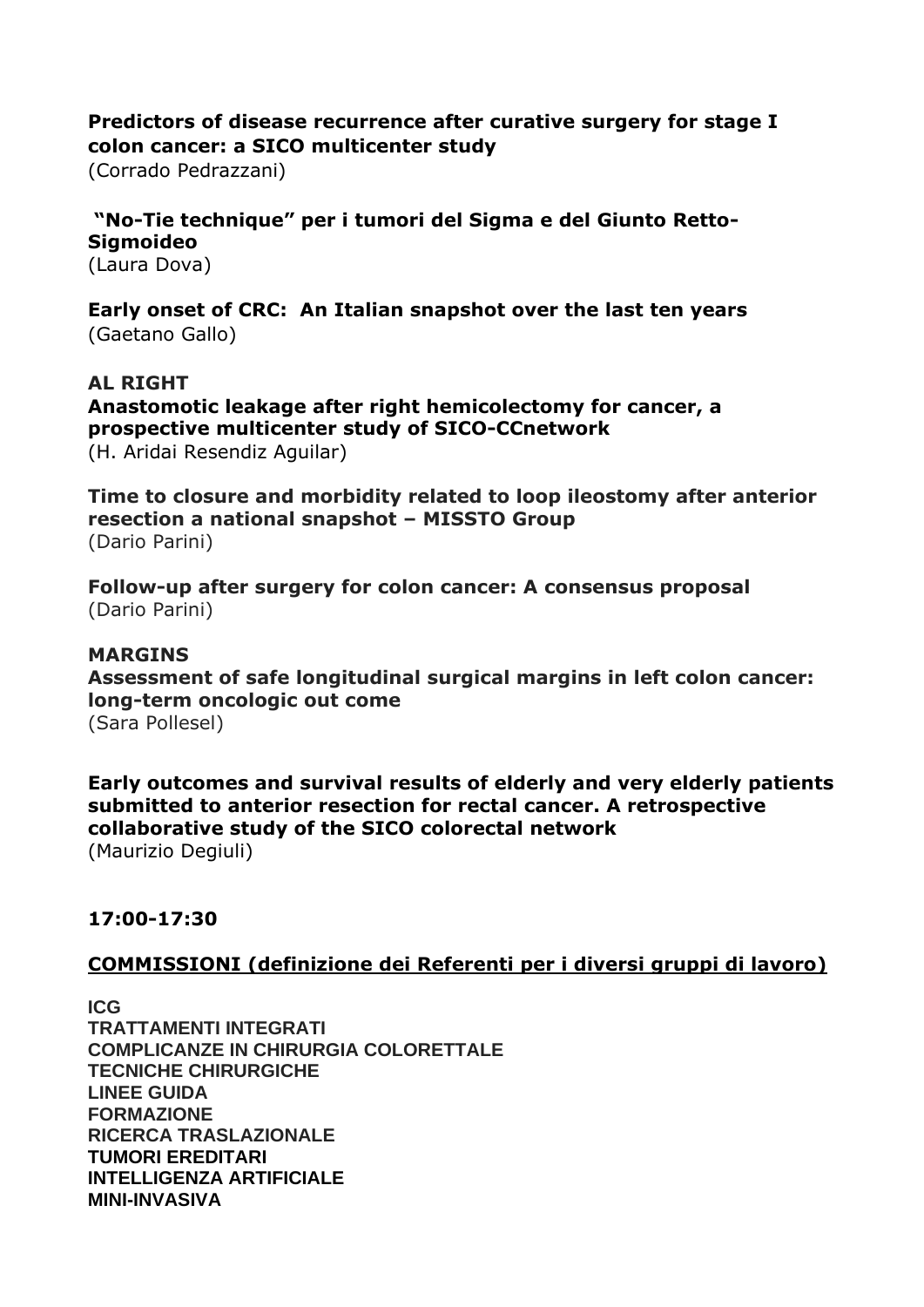**Predictors of disease recurrence after curative surgery for stage I colon cancer: a SICO multicenter study**
(Corrado Pedrazzani)

**"No-Tie technique" per i tumori del Sigma e del Giunto Retto-Sigmoideo**
(Laura Dova)

**Early onset of CRC: An Italian snapshot over the last ten years**
(Gaetano Gallo)

**AL RIGHT**
**Anastomotic leakage after right hemicolectomy for cancer, a prospective multicenter study of SICO-CCnetwork**
(H. Aridai Resendiz Aguilar)

**Time to closure and morbidity related to loop ileostomy after anterior resection a national snapshot – MISSTO Group**
(Dario Parini)

**Follow-up after surgery for colon cancer: A consensus proposal**
(Dario Parini)

**MARGINS**
**Assessment of safe longitudinal surgical margins in left colon cancer: long-term oncologic out come**
(Sara Pollesel)

**Early outcomes and survival results of elderly and very elderly patients submitted to anterior resection for rectal cancer. A retrospective collaborative study of the SICO colorectal network**
(Maurizio Degiuli)

**17:00-17:30**

**COMMISSIONI (definizione dei Referenti per i diversi gruppi di lavoro)**

**ICG**
**TRATTAMENTI INTEGRATI**
**COMPLICANZE IN CHIRURGIA COLORETTALE**
**TECNICHE CHIRURGICHE**
**LINEE GUIDA**
**FORMAZIONE**
**RICERCA TRASLAZIONALE**
**TUMORI EREDITARI**
**INTELLIGENZA ARTIFICIALE**
**MINI-INVASIVA**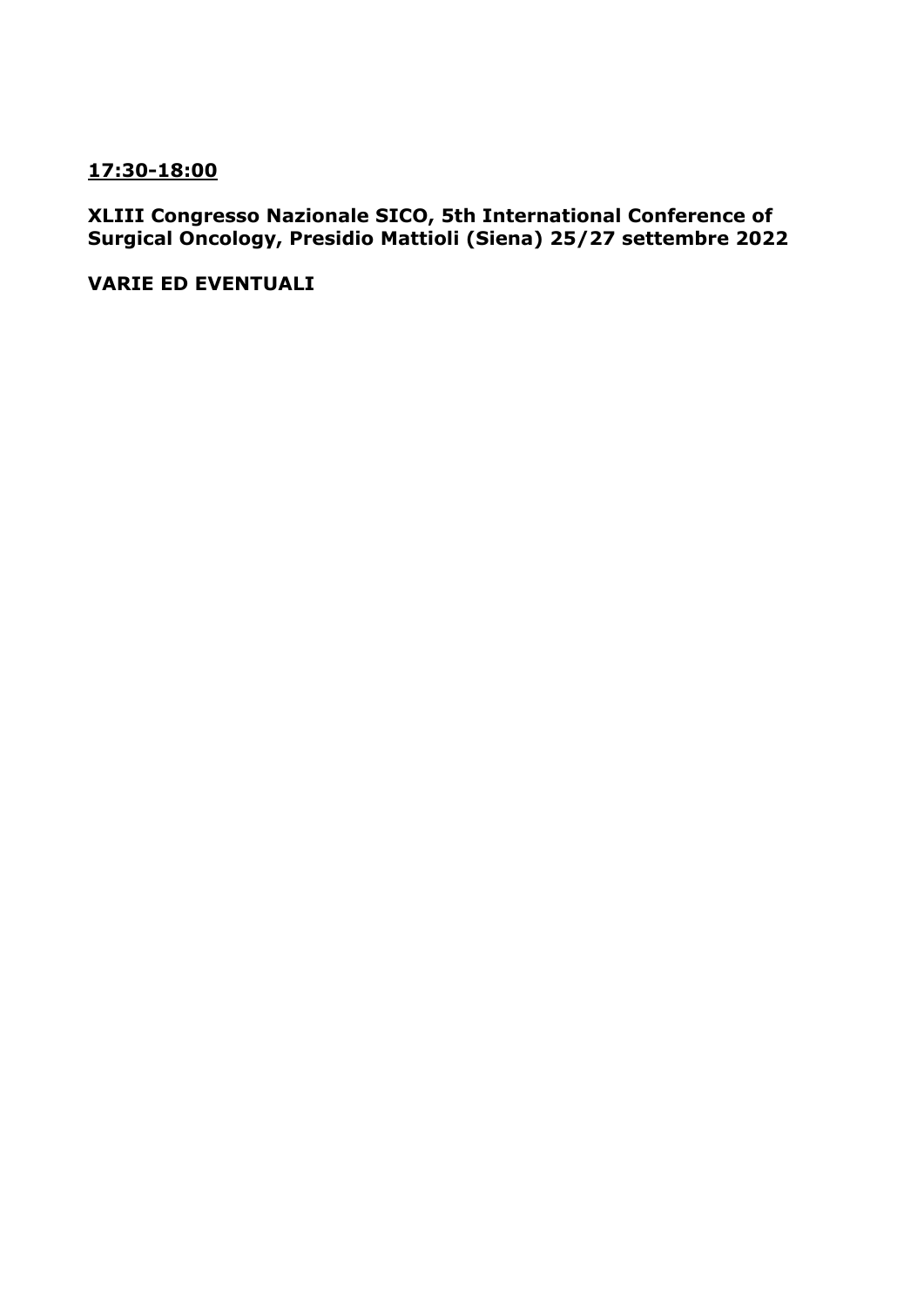**<u>17:30-18:00</u>**

**XLIII Congresso Nazionale SICO, 5th International Conference of Surgical Oncology, Presidio Mattioli (Siena) 25/27 settembre 2022**

**VARIE ED EVENTUALI**